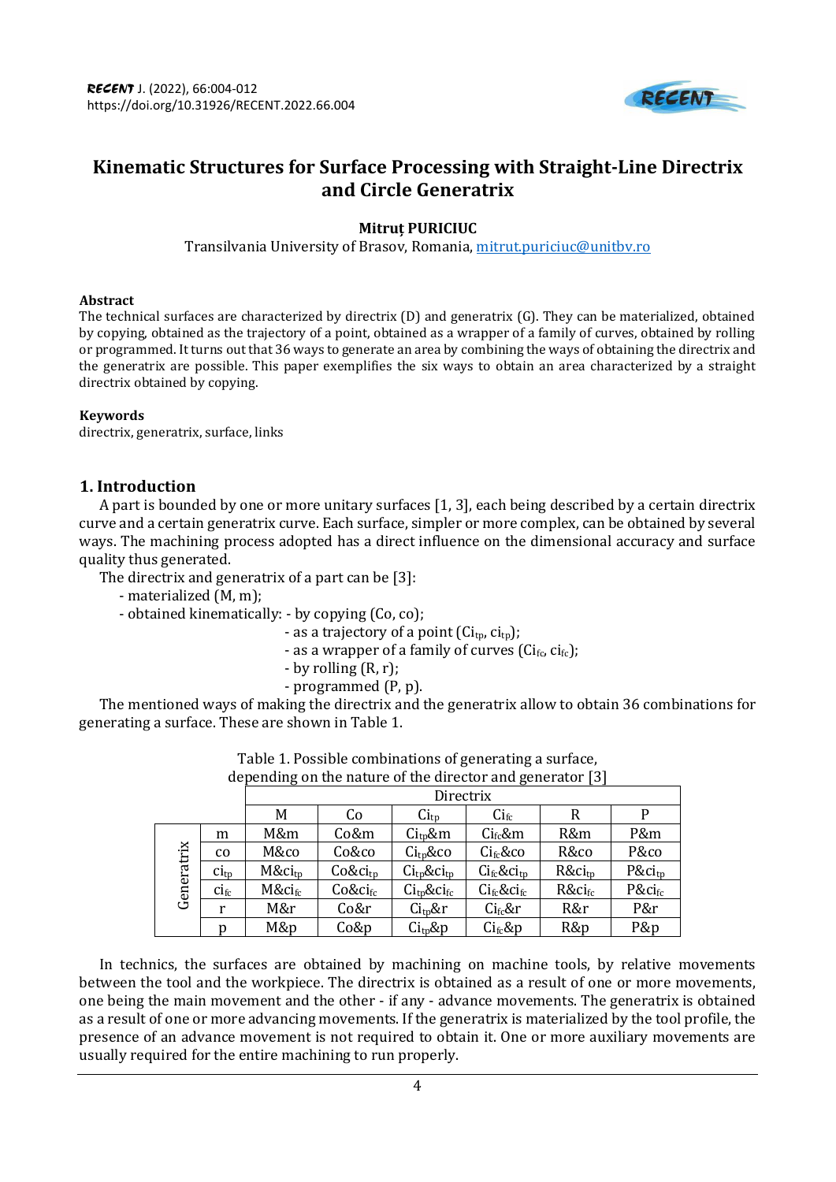# Kinematic Structures for Surface Processing with Straight-Line Directrix and Circle Generatrix

**Mitruț PURICIUC**

Transilvania University of Brasov, Romania, mitrut.puriciuc@unitbv.ro

### Abstract

The technical surfaces are characterized by directrix (D) and generatrix (G). They can be materialized, obtained by copying, obtained as the trajectory of a point, obtained as a wrapper of a family of curves, obtained by rolling or programmed. It turns out that 36 ways to generate an area by combining the ways of obtaining the directrix and the generatrix are possible. This paper exemplifies the six ways to obtain an area characterized by a straight directrix obtained by copying.

### Keywords

directrix, generatrix, surface, links

## 1. Introduction

A part is bounded by one or more unitary surfaces [1, 3], each being described by a certain directrix curve and a certain generatrix curve. Each surface, simpler or more complex, can be obtained by several ways. The machining process adopted has a direct influence on the dimensional accuracy and surface quality thus generated.

The directrix and generatrix of a part can be [3]:

- materialized (M, m);
- obtained kinematically: - by copying (Co, co);
  - as a trajectory of a point ($Ci_{tp}$, $ci_{tp}$);
  - as a wrapper of a family of curves ($Ci_{fc}$, $ci_{fc}$);
  - by rolling (R, r);
  - programmed (P, p).

The mentioned ways of making the directrix and the generatrix allow to obtain 36 combinations for generating a surface. These are shown in Table 1.

Table 1. Possible combinations of generating a surface, depending on the nature of the director and generator [3]

| | | Directrix | | | | | |
|---|---|---|---|---|---|---|---|
| | | M | Co | $Ci_{tp}$ | $Ci_{fc}$ | R | P |
| Generatrix | m | M&m | Co&m | $Ci_{tp}$&m | $Ci_{fc}$&m | R&m | P&m |
| | co | M&co | Co&co | $Ci_{tp}$&co | $Ci_{fc}$&co | R&co | P&co |
| | $ci_{tp}$ | M&$ci_{tp}$ | Co&$ci_{tp}$ | $Ci_{tp}$&$ci_{tp}$ | $Ci_{fc}$&$ci_{tp}$ | R&$ci_{tp}$ | P&$ci_{tp}$ |
| | $ci_{fc}$ | M&$ci_{fc}$ | Co&$ci_{fc}$ | $Ci_{tp}$&$ci_{fc}$ | $Ci_{fc}$&$ci_{fc}$ | R&$ci_{fc}$ | P&$ci_{fc}$ |
| | r | M&r | Co&r | $Ci_{tp}$&r | $Ci_{fc}$&r | R&r | P&r |
| | p | M&p | Co&p | $Ci_{tp}$&p | $Ci_{fc}$&p | R&p | P&p |

In technics, the surfaces are obtained by machining on machine tools, by relative movements between the tool and the workpiece. The directrix is obtained as a result of one or more movements, one being the main movement and the other - if any - advance movements. The generatrix is obtained as a result of one or more advancing movements. If the generatrix is materialized by the tool profile, the presence of an advance movement is not required to obtain it. One or more auxiliary movements are usually required for the entire machining to run properly.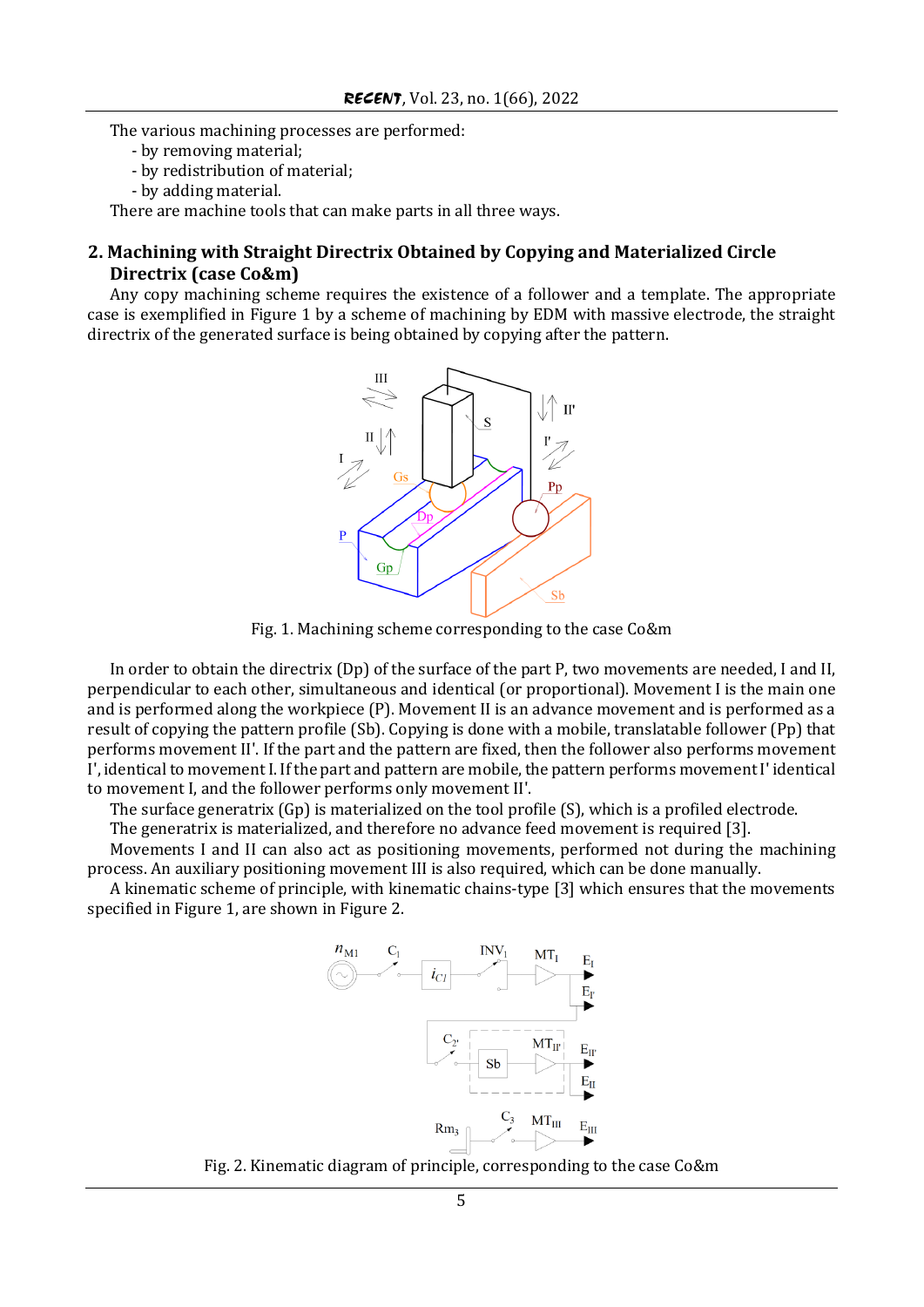The various machining processes are performed:

- by removing material;
- by redistribution of material;
- by adding material.

There are machine tools that can make parts in all three ways.

## 2. Machining with Straight Directrix Obtained by Copying and Materialized Circle Directrix (case Co&m)

Any copy machining scheme requires the existence of a follower and a template. The appropriate case is exemplified in Figure 1 by a scheme of machining by EDM with massive electrode, the straight directrix of the generated surface is being obtained by copying after the pattern.

Fig. 1. Machining scheme corresponding to the case Co&m

In order to obtain the directrix (Dp) of the surface of the part P, two movements are needed, I and II, perpendicular to each other, simultaneous and identical (or proportional). Movement I is the main one and is performed along the workpiece (P). Movement II is an advance movement and is performed as a result of copying the pattern profile (Sb). Copying is done with a mobile, translatable follower (Pp) that performs movement II'. If the part and the pattern are fixed, then the follower also performs movement I', identical to movement I. If the part and pattern are mobile, the pattern performs movement I' identical to movement I, and the follower performs only movement II'.

The surface generatrix (Gp) is materialized on the tool profile (S), which is a profiled electrode.

The generatrix is materialized, and therefore no advance feed movement is required [3].

Movements I and II can also act as positioning movements, performed not during the machining process. An auxiliary positioning movement III is also required, which can be done manually.

A kinematic scheme of principle, with kinematic chains-type [3] which ensures that the movements specified in Figure 1, are shown in Figure 2.

Fig. 2. Kinematic diagram of principle, corresponding to the case Co&m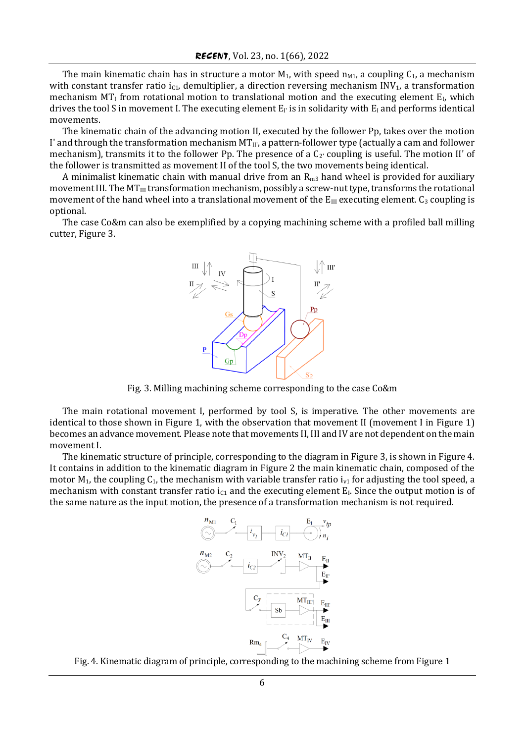The main kinematic chain has in structure a motor $M_1$, with speed $n_{M1}$, a coupling $C_1$, a mechanism with constant transfer ratio $i_{C1}$, demultiplier, a direction reversing mechanism $INV_1$, a transformation mechanism $MT_I$ from rotational motion to translational motion and the executing element $E_I$, which drives the tool S in movement I. The executing element $E_{I'}$ is in solidarity with $E_I$ and performs identical movements.

The kinematic chain of the advancing motion II, executed by the follower Pp, takes over the motion I' and through the transformation mechanism $MT_{II'}$, a pattern-follower type (actually a cam and follower mechanism), transmits it to the follower Pp. The presence of a $C_{2'}$ coupling is useful. The motion II' of the follower is transmitted as movement II of the tool S, the two movements being identical.

A minimalist kinematic chain with manual drive from an $R_{m3}$ hand wheel is provided for auxiliary movement III. The $MT_{III}$ transformation mechanism, possibly a screw-nut type, transforms the rotational movement of the hand wheel into a translational movement of the $E_{III}$ executing element. $C_3$ coupling is optional.

The case Co&m can also be exemplified by a copying machining scheme with a profiled ball milling cutter, Figure 3.

Fig. 3. Milling machining scheme corresponding to the case Co&m

The main rotational movement I, performed by tool S, is imperative. The other movements are identical to those shown in Figure 1, with the observation that movement II (movement I in Figure 1) becomes an advance movement. Please note that movements II, III and IV are not dependent on the main movement I.

The kinematic structure of principle, corresponding to the diagram in Figure 3, is shown in Figure 4. It contains in addition to the kinematic diagram in Figure 2 the main kinematic chain, composed of the motor $M_1$, the coupling $C_1$, the mechanism with variable transfer ratio $i_{v1}$ for adjusting the tool speed, a mechanism with constant transfer ratio $i_{C1}$ and the executing element $E_I$. Since the output motion is of the same nature as the input motion, the presence of a transformation mechanism is not required.

Fig. 4. Kinematic diagram of principle, corresponding to the machining scheme from Figure 1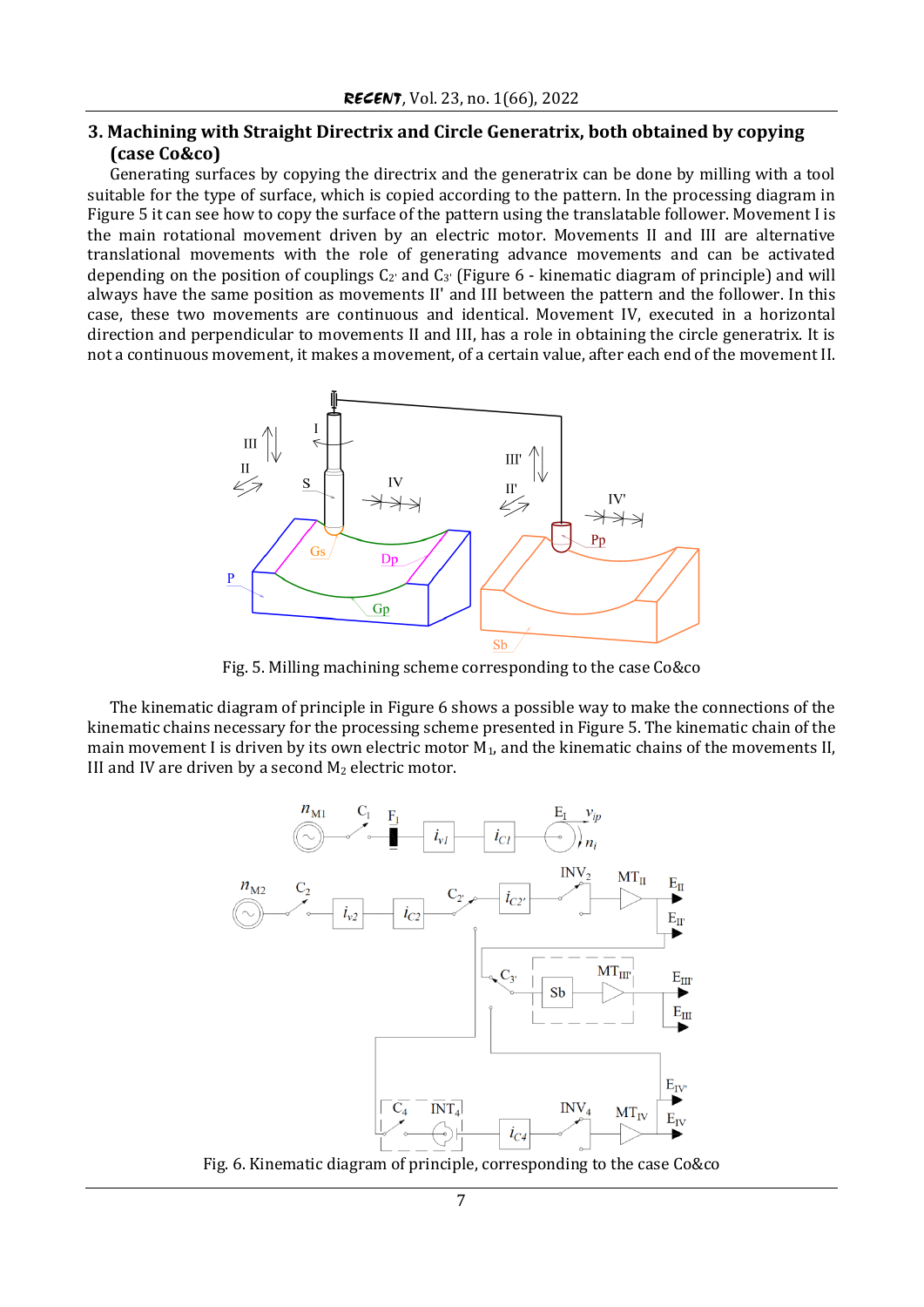## 3. Machining with Straight Directrix and Circle Generatrix, both obtained by copying (case Co&co)

Generating surfaces by copying the directrix and the generatrix can be done by milling with a tool suitable for the type of surface, which is copied according to the pattern. In the processing diagram in Figure 5 it can see how to copy the surface of the pattern using the translatable follower. Movement I is the main rotational movement driven by an electric motor. Movements II and III are alternative translational movements with the role of generating advance movements and can be activated depending on the position of couplings $C_{2'}$ and $C_{3'}$ (Figure 6 - kinematic diagram of principle) and will always have the same position as movements II' and III between the pattern and the follower. In this case, these two movements are continuous and identical. Movement IV, executed in a horizontal direction and perpendicular to movements II and III, has a role in obtaining the circle generatrix. It is not a continuous movement, it makes a movement, of a certain value, after each end of the movement II.

Fig. 5. Milling machining scheme corresponding to the case Co&co

The kinematic diagram of principle in Figure 6 shows a possible way to make the connections of the kinematic chains necessary for the processing scheme presented in Figure 5. The kinematic chain of the main movement I is driven by its own electric motor $M_1$, and the kinematic chains of the movements II, III and IV are driven by a second $M_2$ electric motor.

Fig. 6. Kinematic diagram of principle, corresponding to the case Co&co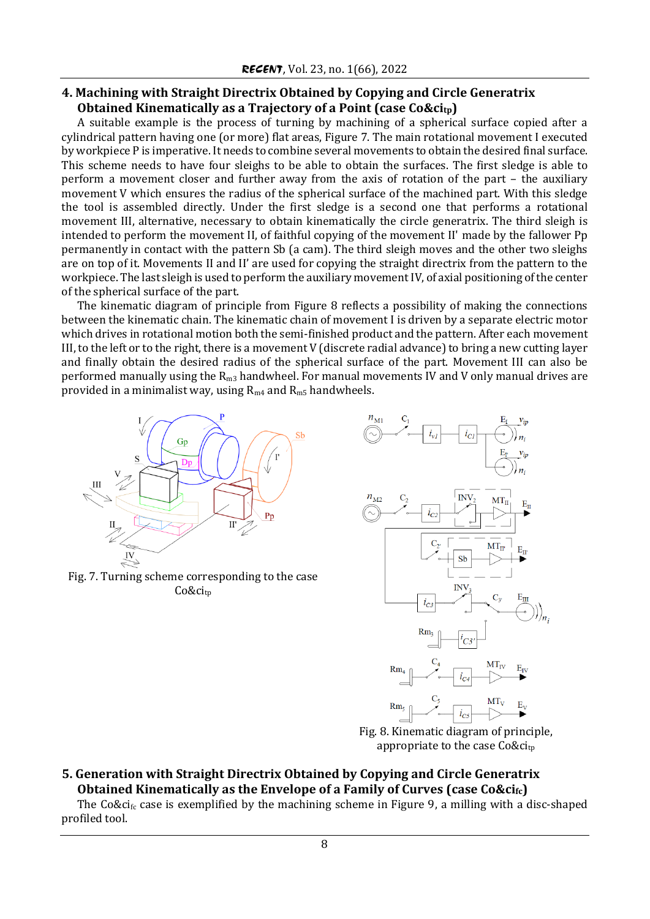## 4. Machining with Straight Directrix Obtained by Copying and Circle Generatrix Obtained Kinematically as a Trajectory of a Point (case Co&ci$_{tp}$)

A suitable example is the process of turning by machining of a spherical surface copied after a cylindrical pattern having one (or more) flat areas, Figure 7. The main rotational movement I executed by workpiece P is imperative. It needs to combine several movements to obtain the desired final surface. This scheme needs to have four sleighs to be able to obtain the surfaces. The first sledge is able to perform a movement closer and further away from the axis of rotation of the part – the auxiliary movement V which ensures the radius of the spherical surface of the machined part. With this sledge the tool is assembled directly. Under the first sledge is a second one that performs a rotational movement III, alternative, necessary to obtain kinematically the circle generatrix. The third sleigh is intended to perform the movement II, of faithful copying of the movement II' made by the fallower Pp permanently in contact with the pattern Sb (a cam). The third sleigh moves and the other two sleighs are on top of it. Movements II and II' are used for copying the straight directrix from the pattern to the workpiece. The last sleigh is used to perform the auxiliary movement IV, of axial positioning of the center of the spherical surface of the part.

The kinematic diagram of principle from Figure 8 reflects a possibility of making the connections between the kinematic chain. The kinematic chain of movement I is driven by a separate electric motor which drives in rotational motion both the semi-finished product and the pattern. After each movement III, to the left or to the right, there is a movement V (discrete radial advance) to bring a new cutting layer and finally obtain the desired radius of the spherical surface of the part. Movement III can also be performed manually using the $R_{m3}$ handwheel. For manual movements IV and V only manual drives are provided in a minimalist way, using $R_{m4}$ and $R_{m5}$ handwheels.

Fig. 7. Turning scheme corresponding to the case Co&ci$_{tp}$

Fig. 8. Kinematic diagram of principle, appropriate to the case Co&ci$_{tp}$

## 5. Generation with Straight Directrix Obtained by Copying and Circle Generatrix Obtained Kinematically as the Envelope of a Family of Curves (case Co&ci$_{fc}$)

The Co&ci$_{fc}$ case is exemplified by the machining scheme in Figure 9, a milling with a disc-shaped profiled tool.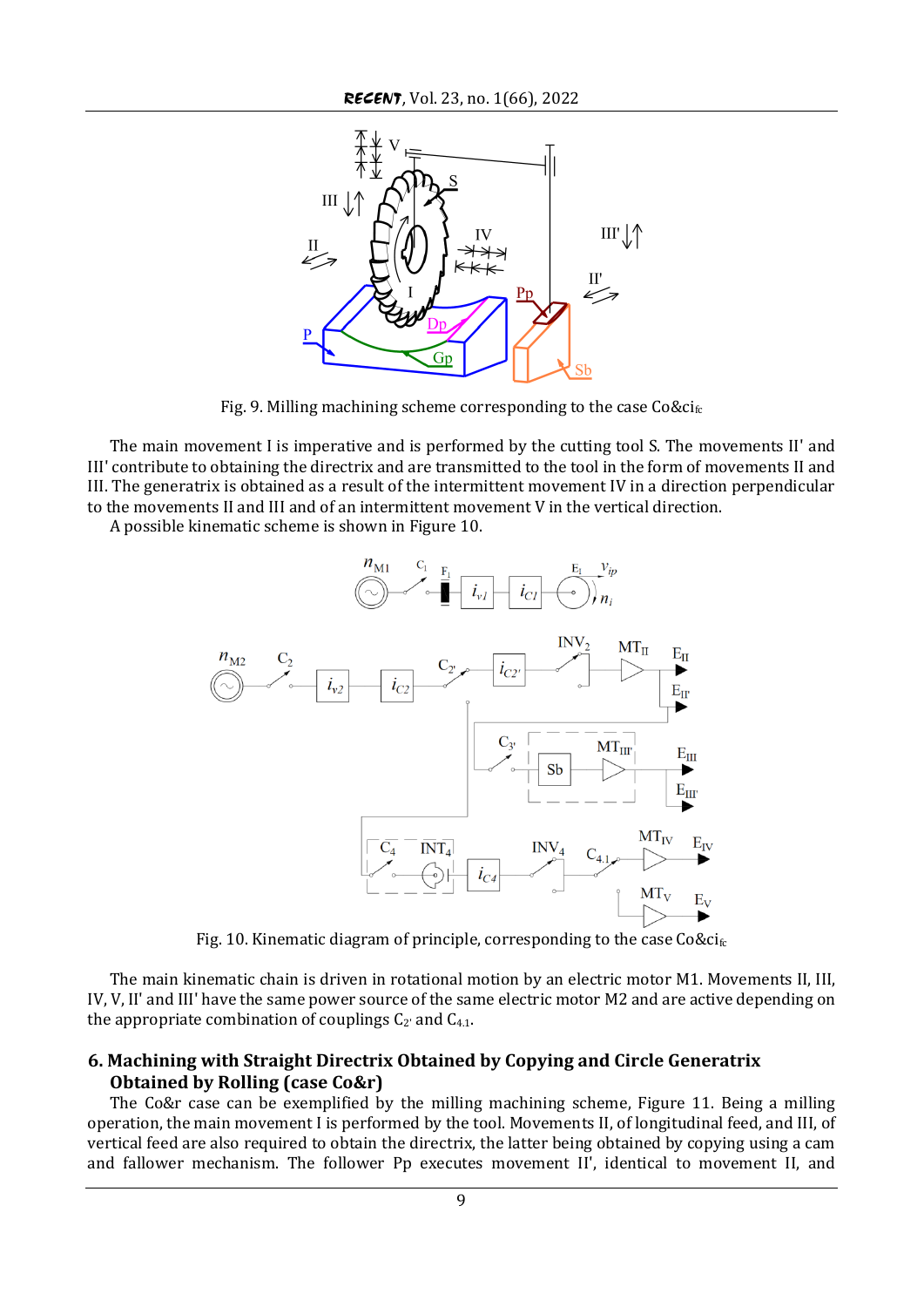Fig. 9. Milling machining scheme corresponding to the case $Co\&ci_{fc}$

The main movement I is imperative and is performed by the cutting tool S. The movements II' and III' contribute to obtaining the directrix and are transmitted to the tool in the form of movements II and III. The generatrix is obtained as a result of the intermittent movement IV in a direction perpendicular to the movements II and III and of an intermittent movement V in the vertical direction.

A possible kinematic scheme is shown in Figure 10.

Fig. 10. Kinematic diagram of principle, corresponding to the case $Co\&ci_{fc}$

The main kinematic chain is driven in rotational motion by an electric motor M1. Movements II, III, IV, V, II' and III' have the same power source of the same electric motor M2 and are active depending on the appropriate combination of couplings $C_{2'}$ and $C_{4.1}$.

## 6. Machining with Straight Directrix Obtained by Copying and Circle Generatrix Obtained by Rolling (case Co&r)

The Co&r case can be exemplified by the milling machining scheme, Figure 11. Being a milling operation, the main movement I is performed by the tool. Movements II, of longitudinal feed, and III, of vertical feed are also required to obtain the directrix, the latter being obtained by copying using a cam and fallower mechanism. The follower Pp executes movement II', identical to movement II, and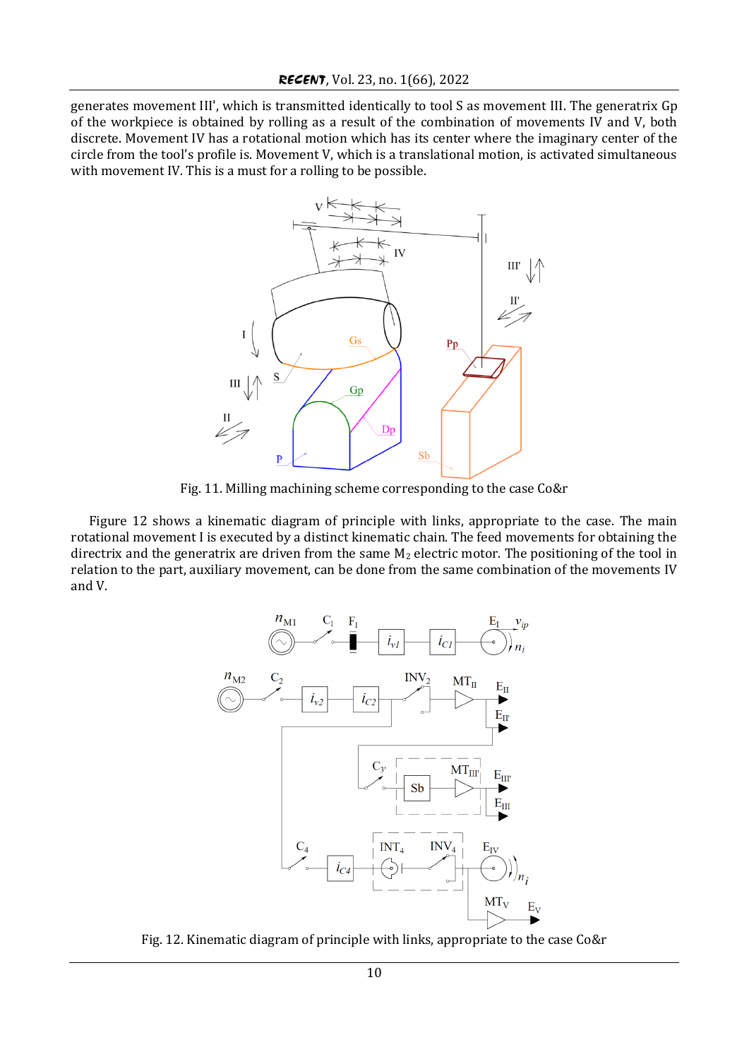generates movement III', which is transmitted identically to tool S as movement III. The generatrix Gp of the workpiece is obtained by rolling as a result of the combination of movements IV and V, both discrete. Movement IV has a rotational motion which has its center where the imaginary center of the circle from the tool's profile is. Movement V, which is a translational motion, is activated simultaneous with movement IV. This is a must for a rolling to be possible.

Fig. 11. Milling machining scheme corresponding to the case Co&r

Figure 12 shows a kinematic diagram of principle with links, appropriate to the case. The main rotational movement I is executed by a distinct kinematic chain. The feed movements for obtaining the directrix and the generatrix are driven from the same $M_2$ electric motor. The positioning of the tool in relation to the part, auxiliary movement, can be done from the same combination of the movements IV and V.

Fig. 12. Kinematic diagram of principle with links, appropriate to the case Co&r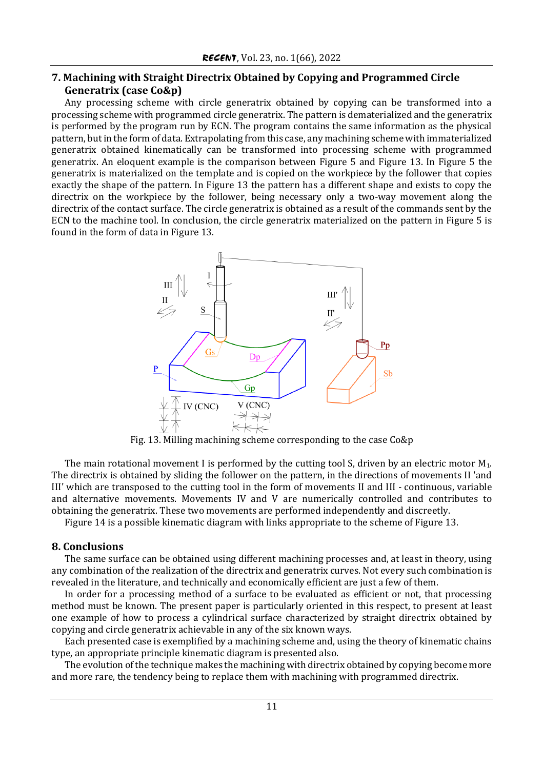## 7. Machining with Straight Directrix Obtained by Copying and Programmed Circle Generatrix (case Co&p)

Any processing scheme with circle generatrix obtained by copying can be transformed into a processing scheme with programmed circle generatrix. The pattern is dematerialized and the generatrix is performed by the program run by ECN. The program contains the same information as the physical pattern, but in the form of data. Extrapolating from this case, any machining scheme with immaterialized generatrix obtained kinematically can be transformed into processing scheme with programmed generatrix. An eloquent example is the comparison between Figure 5 and Figure 13. In Figure 5 the generatrix is materialized on the template and is copied on the workpiece by the follower that copies exactly the shape of the pattern. In Figure 13 the pattern has a different shape and exists to copy the directrix on the workpiece by the follower, being necessary only a two-way movement along the directrix of the contact surface. The circle generatrix is obtained as a result of the commands sent by the ECN to the machine tool. In conclusion, the circle generatrix materialized on the pattern in Figure 5 is found in the form of data in Figure 13.

Fig. 13. Milling machining scheme corresponding to the case Co&p

The main rotational movement I is performed by the cutting tool S, driven by an electric motor $M_1$. The directrix is obtained by sliding the follower on the pattern, in the directions of movements II 'and III' which are transposed to the cutting tool in the form of movements II and III - continuous, variable and alternative movements. Movements IV and V are numerically controlled and contributes to obtaining the generatrix. These two movements are performed independently and discreetly.

Figure 14 is a possible kinematic diagram with links appropriate to the scheme of Figure 13.

## 8. Conclusions

The same surface can be obtained using different machining processes and, at least in theory, using any combination of the realization of the directrix and generatrix curves. Not every such combination is revealed in the literature, and technically and economically efficient are just a few of them.

In order for a processing method of a surface to be evaluated as efficient or not, that processing method must be known. The present paper is particularly oriented in this respect, to present at least one example of how to process a cylindrical surface characterized by straight directrix obtained by copying and circle generatrix achievable in any of the six known ways.

Each presented case is exemplified by a machining scheme and, using the theory of kinematic chains type, an appropriate principle kinematic diagram is presented also.

The evolution of the technique makes the machining with directrix obtained by copying become more and more rare, the tendency being to replace them with machining with programmed directrix.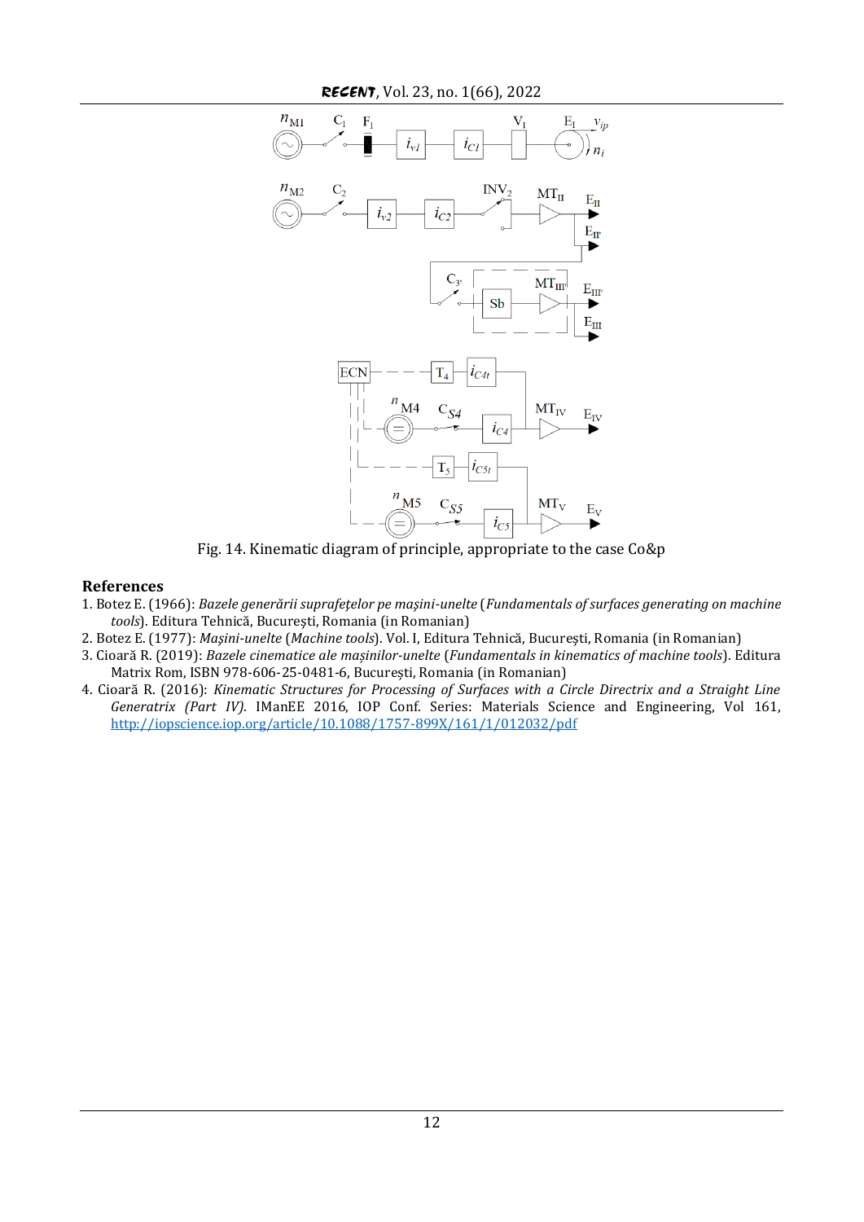Fig. 14. Kinematic diagram of principle, appropriate to the case Co&p

## References

1. Botez E. (1966): *Bazele generării suprafețelor pe mașini-unelte* (*Fundamentals of surfaces generating on machine tools*). Editura Tehnică, București, Romania (in Romanian)
2. Botez E. (1977): *Mașini-unelte* (*Machine tools*). Vol. I, Editura Tehnică, București, Romania (in Romanian)
3. Cioară R. (2019): *Bazele cinematice ale mașinilor-unelte* (*Fundamentals in kinematics of machine tools*). Editura Matrix Rom, ISBN 978-606-25-0481-6, București, Romania (in Romanian)
4. Cioară R. (2016): *Kinematic Structures for Processing of Surfaces with a Circle Directrix and a Straight Line Generatrix (Part IV)*. IManEE 2016, IOP Conf. Series: Materials Science and Engineering, Vol 161, http://iopscience.iop.org/article/10.1088/1757-899X/161/1/012032/pdf